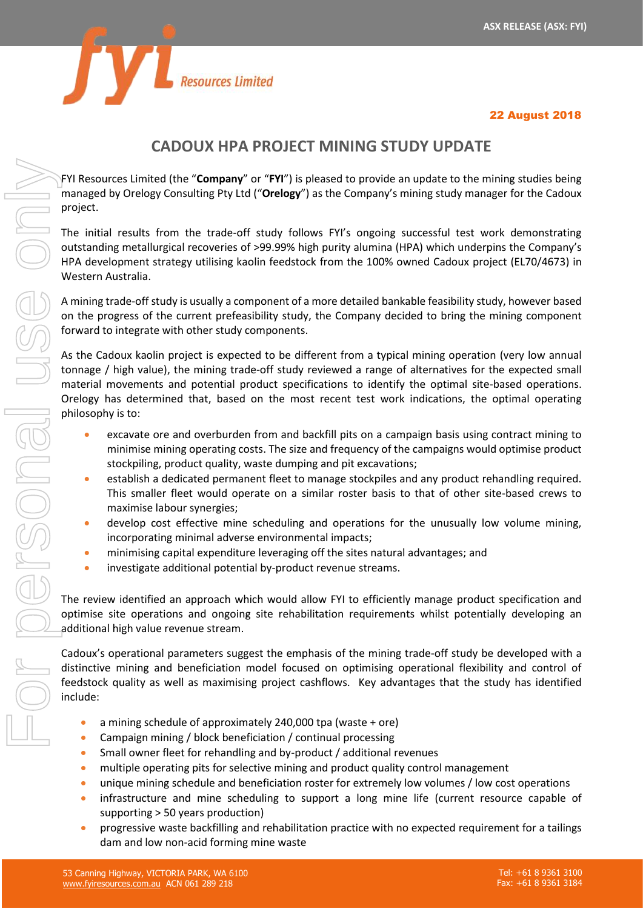ASX RELEASE (ASX: FYI)

**22 August 2018**

# CADOUX HPA PROJECT MINING STUDY UPDATE

FYI Resources Limited (the "**Company**" or "**FYI**") is pleased to provide an update to the mining studies being managed by Orelogy Consulting Pty Ltd ("**Orelogy**") as the Company's mining study manager for the Cadoux project.

The initial results from the trade-off study follows FYI's ongoing successful test work demonstrating outstanding metallurgical recoveries of >99.99% high purity alumina (HPA) which underpins the Company's HPA development strategy utilising kaolin feedstock from the 100% owned Cadoux project (EL70/4673) in Western Australia.

A mining trade-off study is usually a component of a more detailed bankable feasibility study, however based on the progress of the current prefeasibility study, the Company decided to bring the mining component forward to integrate with other study components.

As the Cadoux kaolin project is expected to be different from a typical mining operation (very low annual tonnage / high value), the mining trade-off study reviewed a range of alternatives for the expected small material movements and potential product specifications to identify the optimal site-based operations. Orelogy has determined that, based on the most recent test work indications, the optimal operating philosophy is to:

- excavate ore and overburden from and backfill pits on a campaign basis using contract mining to minimise mining operating costs. The size and frequency of the campaigns would optimise product stockpiling, product quality, waste dumping and pit excavations;
- establish a dedicated permanent fleet to manage stockpiles and any product rehandling required. This smaller fleet would operate on a similar roster basis to that of other site-based crews to maximise labour synergies;
- develop cost effective mine scheduling and operations for the unusually low volume mining, incorporating minimal adverse environmental impacts;
- minimising capital expenditure leveraging off the sites natural advantages; and
- investigate additional potential by-product revenue streams.

The review identified an approach which would allow FYI to efficiently manage product specification and optimise site operations and ongoing site rehabilitation requirements whilst potentially developing an additional high value revenue stream.

Cadoux's operational parameters suggest the emphasis of the mining trade-off study be developed with a distinctive mining and beneficiation model focused on optimising operational flexibility and control of feedstock quality as well as maximising project cashflows. Key advantages that the study has identified include:

- a mining schedule of approximately 240,000 tpa (waste + ore)
- Campaign mining / block beneficiation / continual processing
- Small owner fleet for rehandling and by-product / additional revenues
- multiple operating pits for selective mining and product quality control management
- unique mining schedule and beneficiation roster for extremely low volumes / low cost operations
- infrastructure and mine scheduling to support a long mine life (current resource capable of supporting > 50 years production)
- progressive waste backfilling and rehabilitation practice with no expected requirement for a tailings dam and low non-acid forming mine waste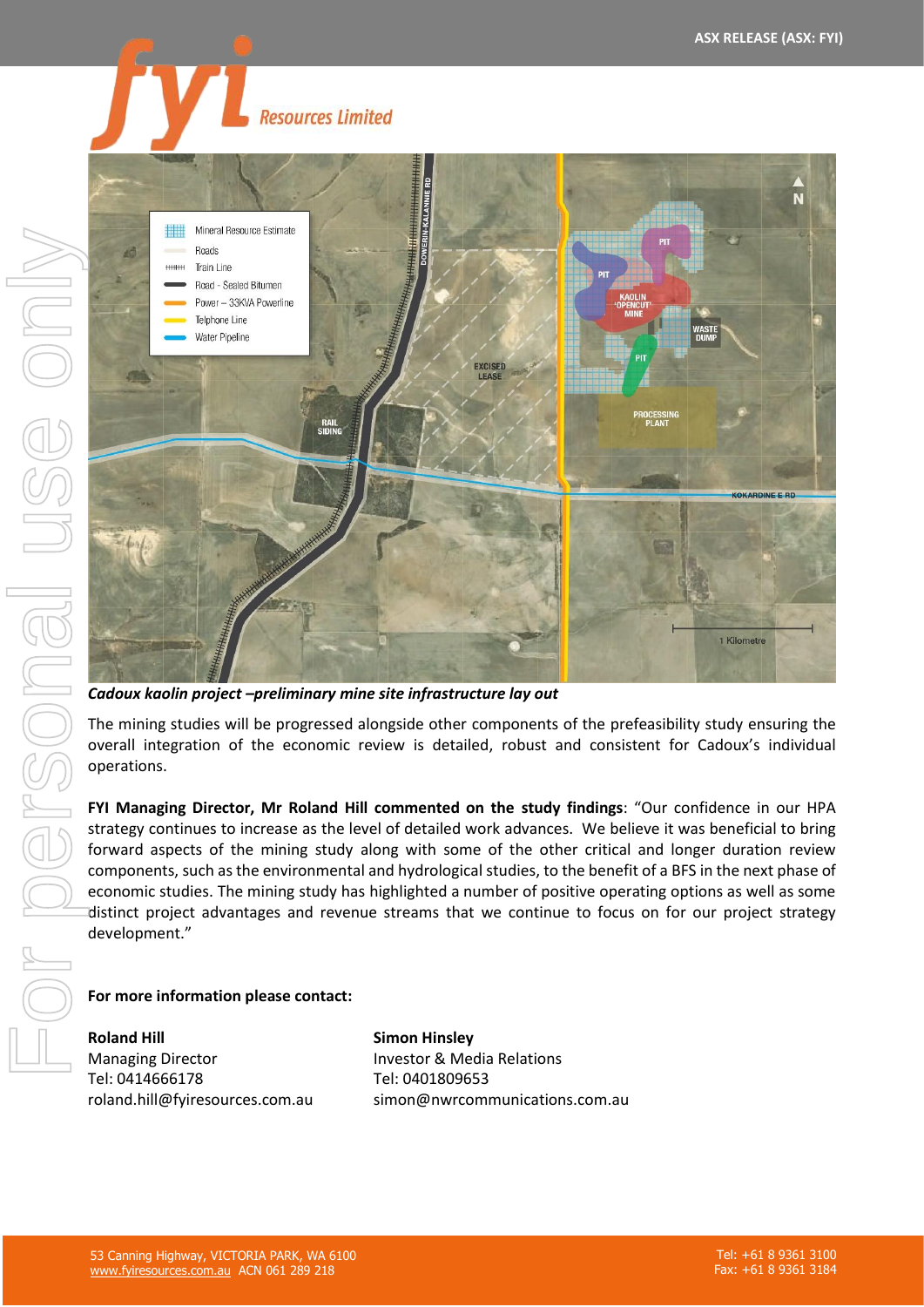*Cadoux kaolin project –preliminary mine site infrastructure lay out*

The mining studies will be progressed alongside other components of the prefeasibility study ensuring the overall integration of the economic review is detailed, robust and consistent for Cadoux's individual operations.

**FYI Managing Director, Mr Roland Hill commented on the study findings**: "Our confidence in our HPA strategy continues to increase as the level of detailed work advances. We believe it was beneficial to bring forward aspects of the mining study along with some of the other critical and longer duration review components, such as the environmental and hydrological studies, to the benefit of a BFS in the next phase of economic studies. The mining study has highlighted a number of positive operating options as well as some distinct project advantages and revenue streams that we continue to focus on for our project strategy development."

**For more information please contact:**

**Roland Hill**
Managing Director
Tel: 0414666178
roland.hill@fyiresources.com.au

**Simon Hinsley**
Investor & Media Relations
Tel: 0401809653
simon@nwrcommunications.com.au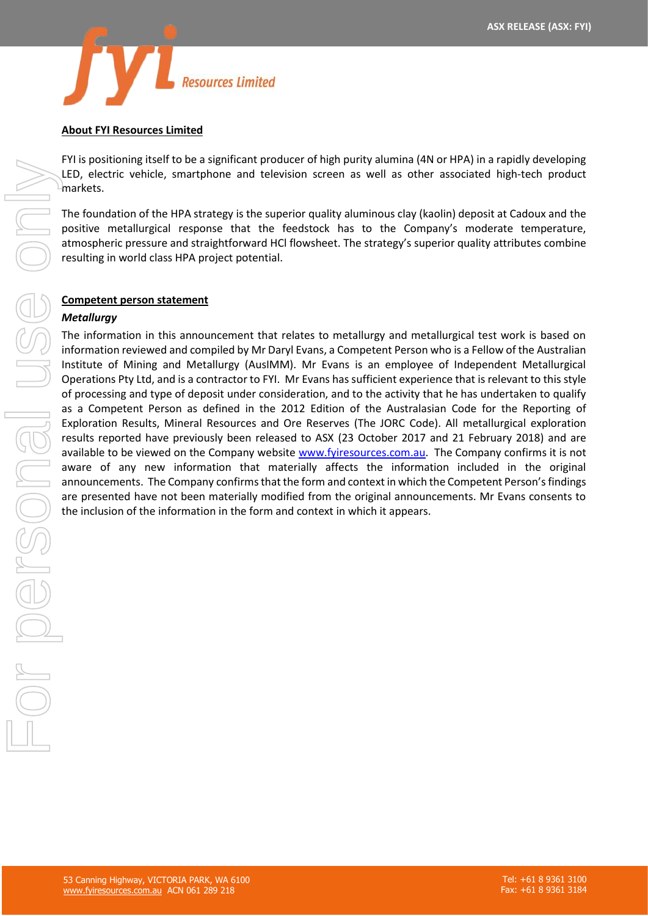## About FYI Resources Limited

FYI is positioning itself to be a significant producer of high purity alumina (4N or HPA) in a rapidly developing LED, electric vehicle, smartphone and television screen as well as other associated high-tech product markets.

The foundation of the HPA strategy is the superior quality aluminous clay (kaolin) deposit at Cadoux and the positive metallurgical response that the feedstock has to the Company's moderate temperature, atmospheric pressure and straightforward HCl flowsheet. The strategy's superior quality attributes combine resulting in world class HPA project potential.

## Competent person statement

### *Metallurgy*

The information in this announcement that relates to metallurgy and metallurgical test work is based on information reviewed and compiled by Mr Daryl Evans, a Competent Person who is a Fellow of the Australian Institute of Mining and Metallurgy (AusIMM). Mr Evans is an employee of Independent Metallurgical Operations Pty Ltd, and is a contractor to FYI. Mr Evans has sufficient experience that is relevant to this style of processing and type of deposit under consideration, and to the activity that he has undertaken to qualify as a Competent Person as defined in the 2012 Edition of the Australasian Code for the Reporting of Exploration Results, Mineral Resources and Ore Reserves (The JORC Code). All metallurgical exploration results reported have previously been released to ASX (23 October 2017 and 21 February 2018) and are available to be viewed on the Company website www.fyiresources.com.au. The Company confirms it is not aware of any new information that materially affects the information included in the original announcements. The Company confirms that the form and context in which the Competent Person's findings are presented have not been materially modified from the original announcements. Mr Evans consents to the inclusion of the information in the form and context in which it appears.